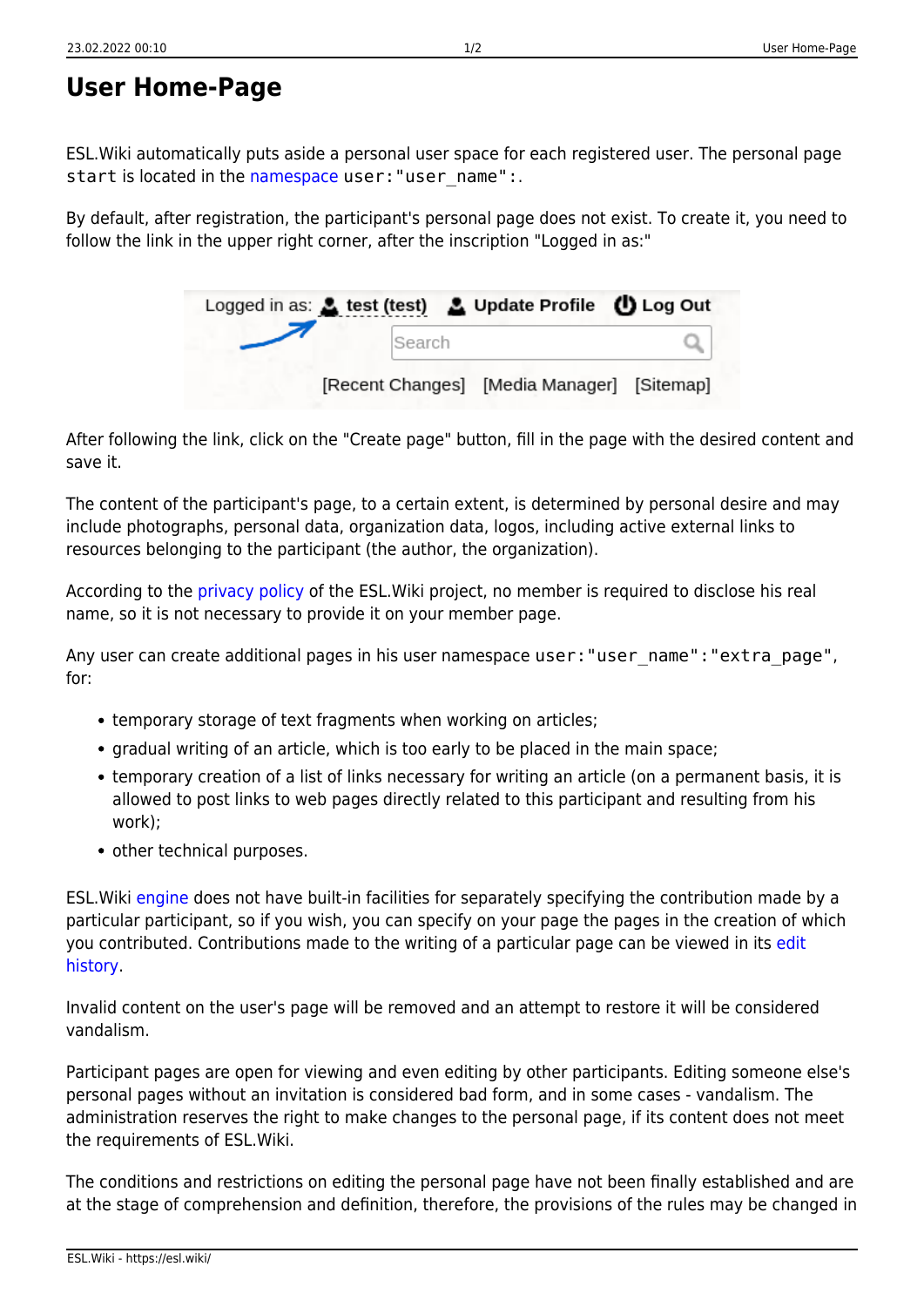# User Home-Page

ESL.Wiki automatically puts aside a personal user space for each registered user. The personal page `start` is located in the namespace `user:"user_name":`.

By default, after registration, the participant's personal page does not exist. To create it, you need to follow the link in the upper right corner, after the inscription "Logged in as:"

After following the link, click on the "Create page" button, fill in the page with the desired content and save it.

The content of the participant's page, to a certain extent, is determined by personal desire and may include photographs, personal data, organization data, logos, including active external links to resources belonging to the participant (the author, the organization).

According to the privacy policy of the ESL.Wiki project, no member is required to disclose his real name, so it is not necessary to provide it on your member page.

Any user can create additional pages in his user namespace `user:"user_name":"extra_page"`, for:

- temporary storage of text fragments when working on articles;
- gradual writing of an article, which is too early to be placed in the main space;
- temporary creation of a list of links necessary for writing an article (on a permanent basis, it is allowed to post links to web pages directly related to this participant and resulting from his work);
- other technical purposes.

ESL.Wiki engine does not have built-in facilities for separately specifying the contribution made by a particular participant, so if you wish, you can specify on your page the pages in the creation of which you contributed. Contributions made to the writing of a particular page can be viewed in its edit history.

Invalid content on the user's page will be removed and an attempt to restore it will be considered vandalism.

Participant pages are open for viewing and even editing by other participants. Editing someone else's personal pages without an invitation is considered bad form, and in some cases - vandalism. The administration reserves the right to make changes to the personal page, if its content does not meet the requirements of ESL.Wiki.

The conditions and restrictions on editing the personal page have not been finally established and are at the stage of comprehension and definition, therefore, the provisions of the rules may be changed in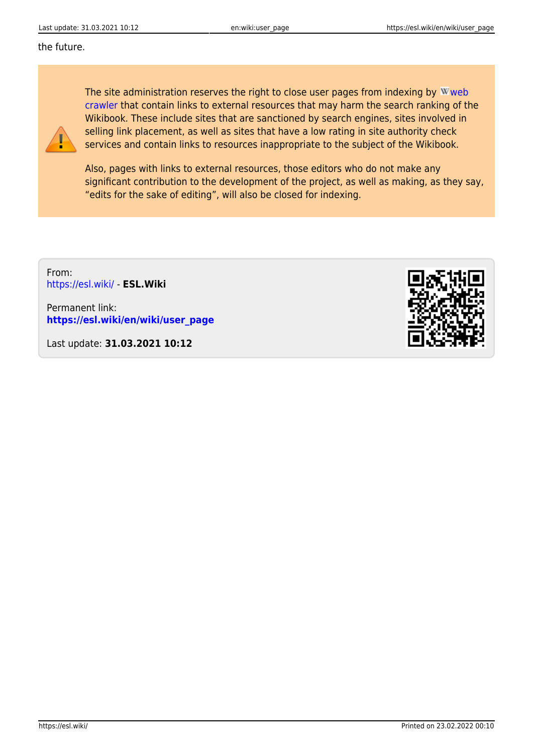the future.

> The site administration reserves the right to close user pages from indexing by web crawler that contain links to external resources that may harm the search ranking of the Wikibook. These include sites that are sanctioned by search engines, sites involved in selling link placement, as well as sites that have a low rating in site authority check services and contain links to resources inappropriate to the subject of the Wikibook.
>
> Also, pages with links to external resources, those editors who do not make any significant contribution to the development of the project, as well as making, as they say, "edits for the sake of editing", will also be closed for indexing.

From:
https://esl.wiki/ - **ESL.Wiki**

Permanent link:
**https://esl.wiki/en/wiki/user_page**

Last update: **31.03.2021 10:12**